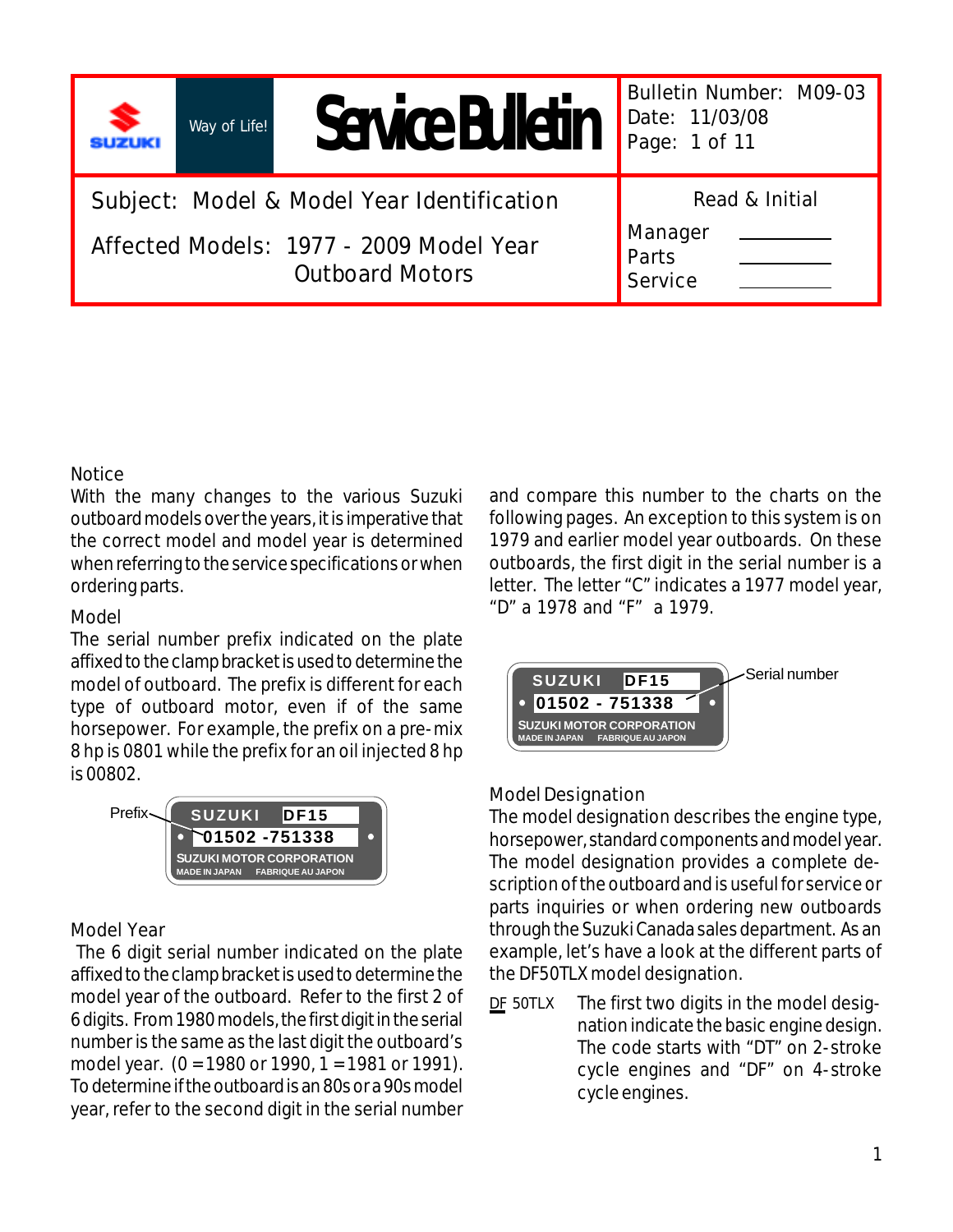# Service Bulletin

SUZUKI — Way of Life!

Bulletin Number: M09-03
Date: 11/03/08
Page: 1 of 11

**Subject:** Model & Model Year Identification

**Affected Models:** 1977 - 2009 Model Year Outboard Motors

| Read & Initial | |
|---|---|
| Manager | ________ |
| Parts | ________ |
| Service | ________ |

## Notice

With the many changes to the various Suzuki outboard models over the years, it is imperative that the correct model and model year is determined when referring to the service specifications or when ordering parts.

## Model

The serial number prefix indicated on the plate affixed to the clamp bracket is used to determine the model of outboard. The prefix is different for each type of outboard motor, even if of the same horsepower. For example, the prefix on a pre-mix 8 hp is 0801 while the prefix for an oil injected 8 hp is 00802.

Prefix — SUZUKI DF15 • 01502 -751338 • SUZUKI MOTOR CORPORATION MADE IN JAPAN FABRIQUE AU JAPON

## Model Year

The 6 digit serial number indicated on the plate affixed to the clamp bracket is used to determine the model year of the outboard. Refer to the first 2 of 6 digits. From 1980 models, the first digit in the serial number is the same as the last digit the outboard's model year. (0 = 1980 or 1990, 1 = 1981 or 1991). To determine if the outboard is an 80s or a 90s model year, refer to the second digit in the serial number and compare this number to the charts on the following pages. An exception to this system is on 1979 and earlier model year outboards. On these outboards, the first digit in the serial number is a letter. The letter "C" indicates a 1977 model year, "D" a 1978 and "F" a 1979.

SUZUKI DF15 • 01502 - 751338 • SUZUKI MOTOR CORPORATION MADE IN JAPAN FABRIQUE AU JAPON — Serial number

## Model Designation

The model designation describes the engine type, horsepower, standard components and model year. The model designation provides a complete description of the outboard and is useful for service or parts inquiries or when ordering new outboards through the Suzuki Canada sales department. As an example, let's have a look at the different parts of the DF50TLX model designation.

**DF** 50TLX — The first two digits in the model designation indicate the basic engine design. The code starts with "DT" on 2-stroke cycle engines and "DF" on 4-stroke cycle engines.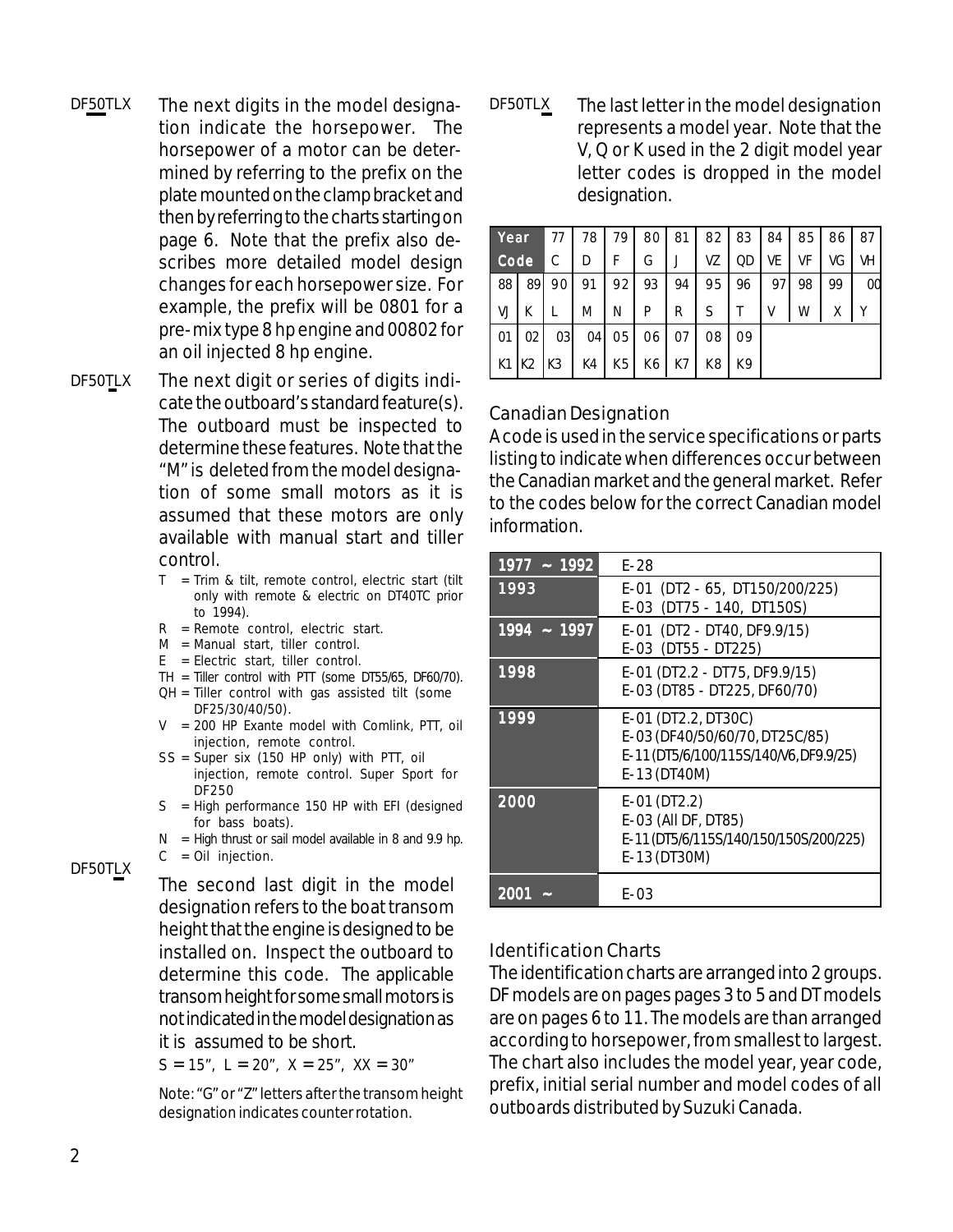DF**50**TLX The next digits in the model designation indicate the horsepower. The horsepower of a motor can be determined by referring to the prefix on the plate mounted on the clamp bracket and then by referring to the charts starting on page 6. Note that the prefix also describes more detailed model design changes for each horsepower size. For example, the prefix will be 0801 for a pre-mix type 8 hp engine and 00802 for an oil injected 8 hp engine.

DF50**T**LX The next digit or series of digits indicate the outboard's standard feature(s). The outboard must be inspected to determine these features. Note that the "M" is deleted from the model designation of some small motors as it is assumed that these motors are only available with manual start and tiller control.

- T = Trim & tilt, remote control, electric start (tilt only with remote & electric on DT40TC prior to 1994).
- R = Remote control, electric start.
- M = Manual start, tiller control.
- E = Electric start, tiller control.
- TH = Tiller control with PTT (some DT55/65, DF60/70).
- QH = Tiller control with gas assisted tilt (some DF25/30/40/50).
- V = 200 HP Exante model with Comlink, PTT, oil injection, remote control.
- SS = Super six (150 HP only) with PTT, oil injection, remote control. Super Sport for DF250
- S = High performance 150 HP with EFI (designed for bass boats).
- N = High thrust or sail model available in 8 and 9.9 hp.
- C = Oil injection.

DF50T**L**X The second last digit in the model designation refers to the boat transom height that the engine is designed to be installed on. Inspect the outboard to determine this code. The applicable transom height for some small motors is not indicated in the model designation as it is assumed to be short.

S = 15", L = 20", X = 25", XX = 30"

Note: "G" or "Z" letters after the transom height designation indicates counter rotation.

DF50TL**X** The last letter in the model designation represents a model year. Note that the V, Q or K used in the 2 digit model year letter codes is dropped in the model designation.

| Year | 77 | 78 | 79 | 80 | 81 | 82 | 83 | 84 | 85 | 86 | 87 |
|---|---|---|---|---|---|---|---|---|---|---|---|
| Code | C | D | F | G | J | VZ | QD | VE | VF | VG | VH |
| 88 | 89 | 90 | 91 | 92 | 93 | 94 | 95 | 96 | 97 | 98 | 99 | 00 |
| VJ | K | L | M | N | P | R | S | T | V | W | X | Y |
| 01 | 02 | 03 | 04 | 05 | 06 | 07 | 08 | 09 | | | | |
| K1 | K2 | K3 | K4 | K5 | K6 | K7 | K8 | K9 | | | | |

## Canadian Designation

A code is used in the service specifications or parts listing to indicate when differences occur between the Canadian market and the general market. Refer to the codes below for the correct Canadian model information.

| Year | Code |
|---|---|
| 1977 ~ 1992 | E-28 |
| 1993 | E-01 (DT2 - 65, DT150/200/225)<br>E-03 (DT75 - 140, DT150S) |
| 1994 ~ 1997 | E-01 (DT2 - DT40, DF9.9/15)<br>E-03 (DT55 - DT225) |
| 1998 | E-01 (DT2.2 - DT75, DF9.9/15)<br>E-03 (DT85 - DT225, DF60/70) |
| 1999 | E-01 (DT2.2, DT30C)<br>E-03 (DF40/50/60/70, DT25C/85)<br>E-11 (DT5/6/100/115S/140/V6, DF9.9/25)<br>E-13 (DT40M) |
| 2000 | E-01 (DT2.2)<br>E-03 (All DF, DT85)<br>E-11 (DT5/6/115S/140/150/150S/200/225)<br>E-13 (DT30M) |
| 2001 ~ | E-03 |

## Identification Charts

The identification charts are arranged into 2 groups. DF models are on pages pages 3 to 5 and DT models are on pages 6 to 11. The models are than arranged according to horsepower, from smallest to largest. The chart also includes the model year, year code, prefix, initial serial number and model codes of all outboards distributed by Suzuki Canada.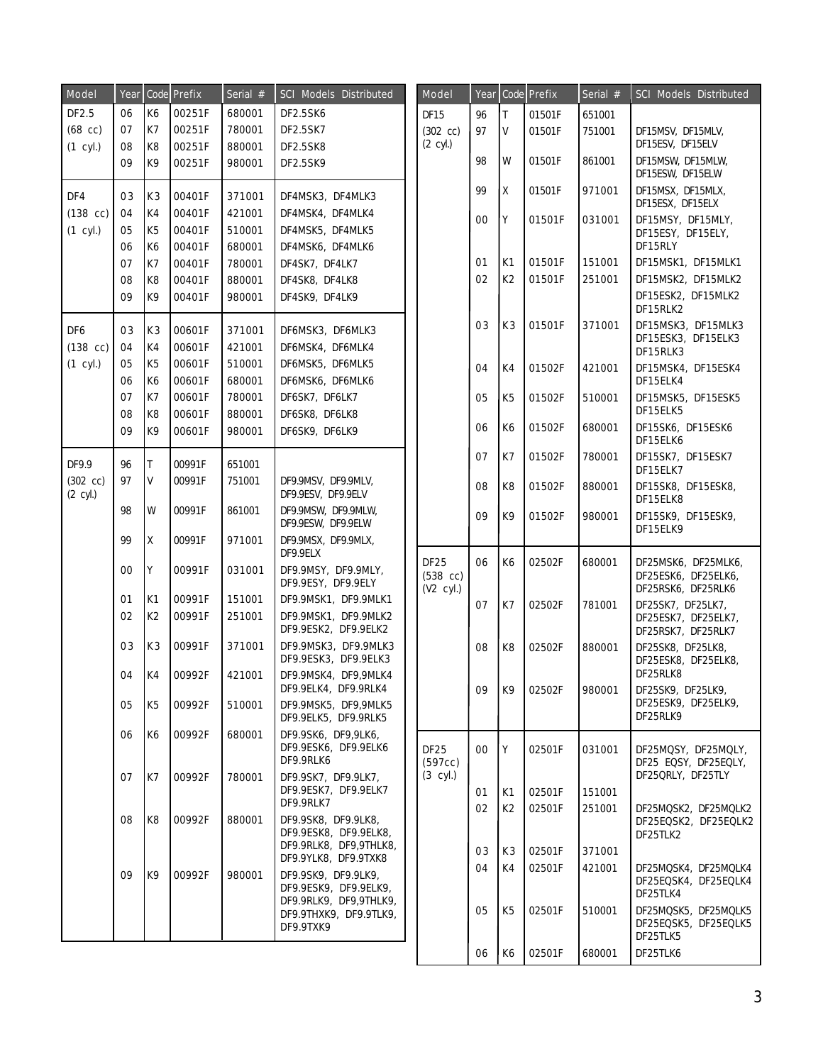| Model | Year | Code | Prefix | Serial # | SCI Models Distributed |
|---|---|---|---|---|---|
| DF2.5 (68 cc) (1 cyl.) | 06 | K6 | 00251F | 680001 | DF2.5SK6 |
| | 07 | K7 | 00251F | 780001 | DF2.5SK7 |
| | 08 | K8 | 00251F | 880001 | DF2.5SK8 |
| | 09 | K9 | 00251F | 980001 | DF2.5SK9 |
| DF4 (138 cc) (1 cyl.) | 03 | K3 | 00401F | 371001 | DF4MSK3, DF4MLK3 |
| | 04 | K4 | 00401F | 421001 | DF4MSK4, DF4MLK4 |
| | 05 | K5 | 00401F | 510001 | DF4MSK5, DF4MLK5 |
| | 06 | K6 | 00401F | 680001 | DF4MSK6, DF4MLK6 |
| | 07 | K7 | 00401F | 780001 | DF4SK7, DF4LK7 |
| | 08 | K8 | 00401F | 880001 | DF4SK8, DF4LK8 |
| | 09 | K9 | 00401F | 980001 | DF4SK9, DF4LK9 |
| DF6 (138 cc) (1 cyl.) | 03 | K3 | 00601F | 371001 | DF6MSK3, DF6MLK3 |
| | 04 | K4 | 00601F | 421001 | DF6MSK4, DF6MLK4 |
| | 05 | K5 | 00601F | 510001 | DF6MSK5, DF6MLK5 |
| | 06 | K6 | 00601F | 680001 | DF6MSK6, DF6MLK6 |
| | 07 | K7 | 00601F | 780001 | DF6SK7, DF6LK7 |
| | 08 | K8 | 00601F | 880001 | DF6SK8, DF6LK8 |
| | 09 | K9 | 00601F | 980001 | DF6SK9, DF6LK9 |
| DF9.9 (302 cc) (2 cyl.) | 96 | T | 00991F | 651001 | |
| | 97 | V | 00991F | 751001 | DF9.9MSV, DF9.9MLV, DF9.9ESV, DF9.9ELV |
| | 98 | W | 00991F | 861001 | DF9.9MSW, DF9.9MLW, DF9.9ESW, DF9.9ELW |
| | 99 | X | 00991F | 971001 | DF9.9MSX, DF9.9MLX, DF9.9ELX |
| | 00 | Y | 00991F | 031001 | DF9.9MSY, DF9.9MLY, DF9.9ESY, DF9.9ELY |
| | 01 | K1 | 00991F | 151001 | DF9.9MSK1, DF9.9MLK1 |
| | 02 | K2 | 00991F | 251001 | DF9.9MSK1, DF9.9MLK2 DF9.9ESK2, DF9.9ELK2 |
| | 03 | K3 | 00991F | 371001 | DF9.9MSK3, DF9.9MLK3 DF9.9ESK3, DF9.9ELK3 |
| | 04 | K4 | 00992F | 421001 | DF9.9MSK4, DF9,9MLK4 DF9.9ELK4, DF9.9RLK4 |
| | 05 | K5 | 00992F | 510001 | DF9.9MSK5, DF9,9MLK5 DF9.9ELK5, DF9.9RLK5 |
| | 06 | K6 | 00992F | 680001 | DF9.9SK6, DF9,9LK6, DF9.9ESK6, DF9.9ELK6 DF9.9RLK6 |
| | 07 | K7 | 00992F | 780001 | DF9.9SK7, DF9.9LK7, DF9.9ESK7, DF9.9ELK7 DF9.9RLK7 |
| | 08 | K8 | 00992F | 880001 | DF9.9SK8, DF9.9LK8, DF9.9ESK8, DF9.9ELK8, DF9.9RLK8, DF9,9THLK8, DF9.9YLK8, DF9.9TXK8 |
| | 09 | K9 | 00992F | 980001 | DF9.9SK9, DF9.9LK9, DF9.9ESK9, DF9.9ELK9, DF9.9RLK9, DF9,9THLK9, DF9.9THXK9, DF9.9TLK9, DF9.9TXK9 |
| DF15 (302 cc) (2 cyl.) | 96 | T | 01501F | 651001 | |
| | 97 | V | 01501F | 751001 | DF15MSV, DF15MLV, DF15ESV, DF15ELV |
| | 98 | W | 01501F | 861001 | DF15MSW, DF15MLW, DF15ESW, DF15ELW |
| | 99 | X | 01501F | 971001 | DF15MSX, DF15MLX, DF15ESX, DF15ELX |
| | 00 | Y | 01501F | 031001 | DF15MSY, DF15MLY, DF15ESY, DF15ELY, DF15RLY |
| | 01 | K1 | 01501F | 151001 | DF15MSK1, DF15MLK1 |
| | 02 | K2 | 01501F | 251001 | DF15MSK2, DF15MLK2 DF15ESK2, DF15MLK2 DF15RLK2 |
| | 03 | K3 | 01501F | 371001 | DF15MSK3, DF15MLK3 DF15ESK3, DF15ELK3 DF15RLK3 |
| | 04 | K4 | 01502F | 421001 | DF15MSK4, DF15ESK4 DF15ELK4 |
| | 05 | K5 | 01502F | 510001 | DF15MSK5, DF15ESK5 DF15ELK5 |
| | 06 | K6 | 01502F | 680001 | DF15SK6, DF15ESK6 DF15ELK6 |
| | 07 | K7 | 01502F | 780001 | DF15SK7, DF15ESK7 DF15ELK7 |
| | 08 | K8 | 01502F | 880001 | DF15SK8, DF15ESK8, DF15ELK8 |
| | 09 | K9 | 01502F | 980001 | DF15SK9, DF15ESK9, DF15ELK9 |
| DF25 (538 cc) (V2 cyl.) | 06 | K6 | 02502F | 680001 | DF25MSK6, DF25MLK6, DF25ESK6, DF25ELK6, DF25RSK6, DF25RLK6 |
| | 07 | K7 | 02502F | 781001 | DF25SK7, DF25LK7, DF25ESK7, DF25ELK7, DF25RSK7, DF25RLK7 |
| | 08 | K8 | 02502F | 880001 | DF25SK8, DF25LK8, DF25ESK8, DF25ELK8, DF25RLK8 |
| | 09 | K9 | 02502F | 980001 | DF25SK9, DF25LK9, DF25ESK9, DF25ELK9, DF25RLK9 |
| DF25 (597cc) (3 cyl.) | 00 | Y | 02501F | 031001 | DF25MQSY, DF25MQLY, DF25 EQSY, DF25EQLY, DF25QRLY, DF25TLY |
| | 01 | K1 | 02501F | 151001 | |
| | 02 | K2 | 02501F | 251001 | DF25MQSK2, DF25MQLK2 DF25EQSK2, DF25EQLK2 DF25TLK2 |
| | 03 | K3 | 02501F | 371001 | |
| | 04 | K4 | 02501F | 421001 | DF25MQSK4, DF25MQLK4 DF25EQSK4, DF25EQLK4 DF25TLK4 |
| | 05 | K5 | 02501F | 510001 | DF25MQSK5, DF25MQLK5 DF25EQSK5, DF25EQLK5 DF25TLK5 |
| | 06 | K6 | 02501F | 680001 | DF25TLK6 |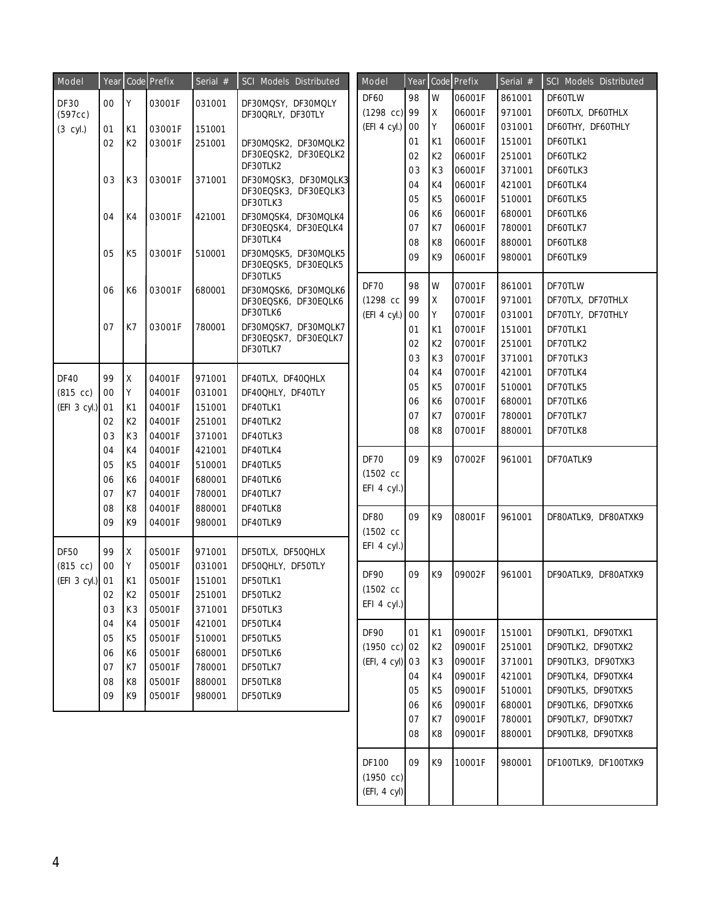| Model | Year | Code | Prefix | Serial # | SCI Models Distributed |
|---|---|---|---|---|---|
| DF30 (597cc) (3 cyl.) | 00 | Y | 03001F | 031001 | DF30MQSY, DF30MQLY DF30QRLY, DF30TLY |
| | 01 | K1 | 03001F | 151001 | |
| | 02 | K2 | 03001F | 251001 | DF30MQSK2, DF30MQLK2 DF30EQSK2, DF30EQLK2 DF30TLK2 |
| | 03 | K3 | 03001F | 371001 | DF30MQSK3, DF30MQLK3 DF30EQSK3, DF30EQLK3 DF30TLK3 |
| | 04 | K4 | 03001F | 421001 | DF30MQSK4, DF30MQLK4 DF30EQSK4, DF30EQLK4 DF30TLK4 |
| | 05 | K5 | 03001F | 510001 | DF30MQSK5, DF30MQLK5 DF30EQSK5, DF30EQLK5 DF30TLK5 |
| | 06 | K6 | 03001F | 680001 | DF30MQSK6, DF30MQLK6 DF30EQSK6, DF30EQLK6 DF30TLK6 |
| | 07 | K7 | 03001F | 780001 | DF30MQSK7, DF30MQLK7 DF30EQSK7, DF30EQLK7 DF30TLK7 |
| DF40 (815 cc) (EFI 3 cyl.) | 99 | X | 04001F | 971001 | DF40TLX, DF40QHLX |
| | 00 | Y | 04001F | 031001 | DF40QHLY, DF40TLY |
| | 01 | K1 | 04001F | 151001 | DF40TLK1 |
| | 02 | K2 | 04001F | 251001 | DF40TLK2 |
| | 03 | K3 | 04001F | 371001 | DF40TLK3 |
| | 04 | K4 | 04001F | 421001 | DF40TLK4 |
| | 05 | K5 | 04001F | 510001 | DF40TLK5 |
| | 06 | K6 | 04001F | 680001 | DF40TLK6 |
| | 07 | K7 | 04001F | 780001 | DF40TLK7 |
| | 08 | K8 | 04001F | 880001 | DF40TLK8 |
| | 09 | K9 | 04001F | 980001 | DF40TLK9 |
| DF50 (815 cc) (EFI 3 cyl.) | 99 | X | 05001F | 971001 | DF50TLX, DF50QHLX |
| | 00 | Y | 05001F | 031001 | DF50QHLY, DF50TLY |
| | 01 | K1 | 05001F | 151001 | DF50TLK1 |
| | 02 | K2 | 05001F | 251001 | DF50TLK2 |
| | 03 | K3 | 05001F | 371001 | DF50TLK3 |
| | 04 | K4 | 05001F | 421001 | DF50TLK4 |
| | 05 | K5 | 05001F | 510001 | DF50TLK5 |
| | 06 | K6 | 05001F | 680001 | DF50TLK6 |
| | 07 | K7 | 05001F | 780001 | DF50TLK7 |
| | 08 | K8 | 05001F | 880001 | DF50TLK8 |
| | 09 | K9 | 05001F | 980001 | DF50TLK9 |

| Model | Year | Code | Prefix | Serial # | SCI Models Distributed |
|---|---|---|---|---|---|
| DF60 (1298 cc) (EFI 4 cyl.) | 98 | W | 06001F | 861001 | DF60TLW |
| | 99 | X | 06001F | 971001 | DF60TLX, DF60THLX |
| | 00 | Y | 06001F | 031001 | DF60THY, DF60THLY |
| | 01 | K1 | 06001F | 151001 | DF60TLK1 |
| | 02 | K2 | 06001F | 251001 | DF60TLK2 |
| | 03 | K3 | 06001F | 371001 | DF60TLK3 |
| | 04 | K4 | 06001F | 421001 | DF60TLK4 |
| | 05 | K5 | 06001F | 510001 | DF60TLK5 |
| | 06 | K6 | 06001F | 680001 | DF60TLK6 |
| | 07 | K7 | 06001F | 780001 | DF60TLK7 |
| | 08 | K8 | 06001F | 880001 | DF60TLK8 |
| | 09 | K9 | 06001F | 980001 | DF60TLK9 |
| DF70 (1298 cc (EFI 4 cyl.) | 98 | W | 07001F | 861001 | DF70TLW |
| | 99 | X | 07001F | 971001 | DF70TLX, DF70THLX |
| | 00 | Y | 07001F | 031001 | DF70TLY, DF70THLY |
| | 01 | K1 | 07001F | 151001 | DF70TLK1 |
| | 02 | K2 | 07001F | 251001 | DF70TLK2 |
| | 03 | K3 | 07001F | 371001 | DF70TLK3 |
| | 04 | K4 | 07001F | 421001 | DF70TLK4 |
| | 05 | K5 | 07001F | 510001 | DF70TLK5 |
| | 06 | K6 | 07001F | 680001 | DF70TLK6 |
| | 07 | K7 | 07001F | 780001 | DF70TLK7 |
| | 08 | K8 | 07001F | 880001 | DF70TLK8 |
| DF70 (1502 cc EFI 4 cyl.) | 09 | K9 | 07002F | 961001 | DF70ATLK9 |
| DF80 (1502 cc EFI 4 cyl.) | 09 | K9 | 08001F | 961001 | DF80ATLK9, DF80ATXK9 |
| DF90 (1502 cc EFI 4 cyl.) | 09 | K9 | 09002F | 961001 | DF90ATLK9, DF80ATXK9 |
| DF90 (1950 cc) (EFI, 4 cyl) | 01 | K1 | 09001F | 151001 | DF90TLK1, DF90TXK1 |
| | 02 | K2 | 09001F | 251001 | DF90TLK2, DF90TXK2 |
| | 03 | K3 | 09001F | 371001 | DF90TLK3, DF90TXK3 |
| | 04 | K4 | 09001F | 421001 | DF90TLK4, DF90TXK4 |
| | 05 | K5 | 09001F | 510001 | DF90TLK5, DF90TXK5 |
| | 06 | K6 | 09001F | 680001 | DF90TLK6, DF90TXK6 |
| | 07 | K7 | 09001F | 780001 | DF90TLK7, DF90TXK7 |
| | 08 | K8 | 09001F | 880001 | DF90TLK8, DF90TXK8 |
| DF100 (1950 cc) (EFI, 4 cyl) | 09 | K9 | 10001F | 980001 | DF100TLK9, DF100TXK9 |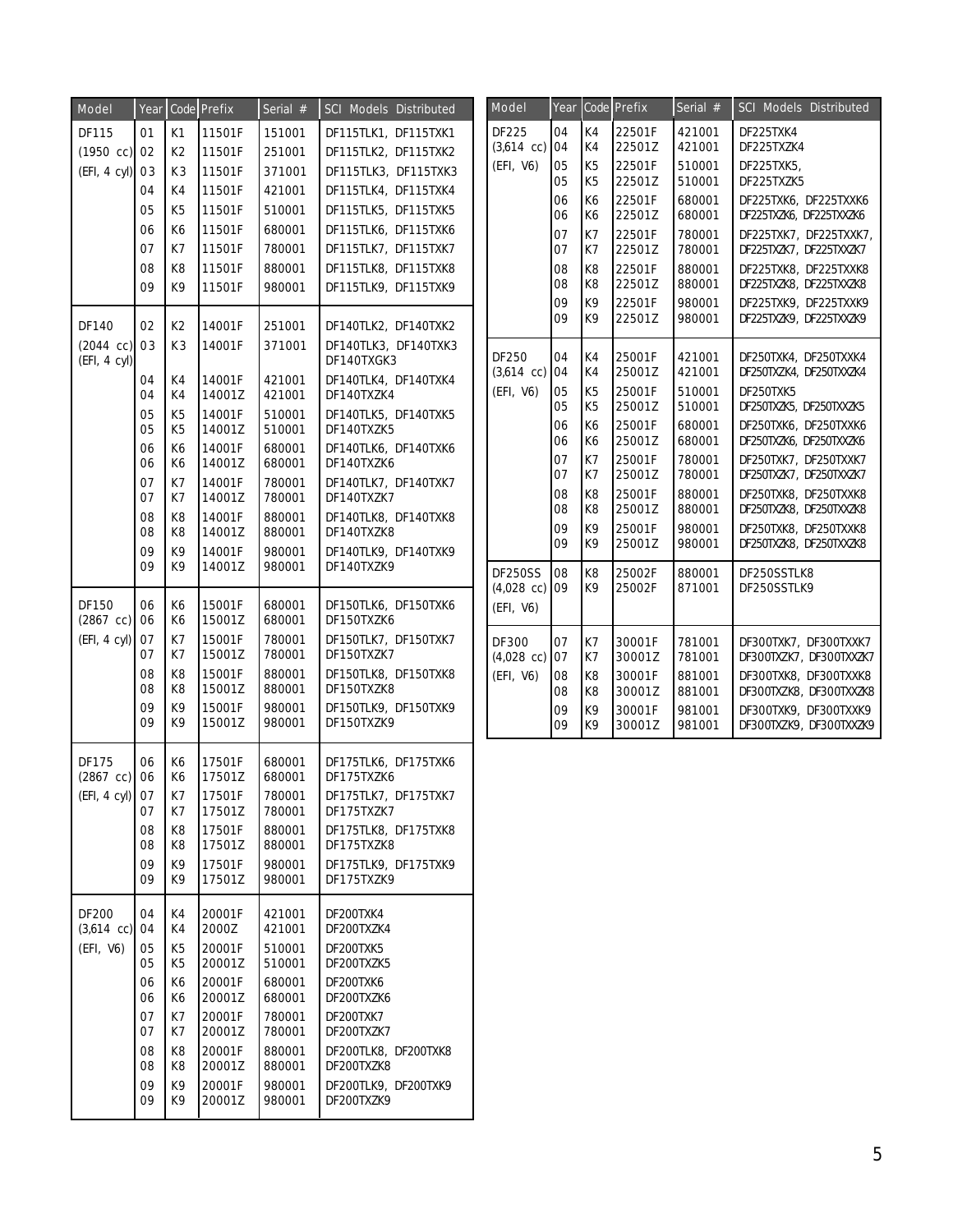| Model | Year | Code | Prefix | Serial # | SCI Models Distributed |
|---|---|---|---|---|---|
| DF115 | 01 | K1 | 11501F | 151001 | DF115TLK1, DF115TXK1 |
| (1950 cc) | 02 | K2 | 11501F | 251001 | DF115TLK2, DF115TXK2 |
| (EFI, 4 cyl) | 03 | K3 | 11501F | 371001 | DF115TLK3, DF115TXK3 |
| | 04 | K4 | 11501F | 421001 | DF115TLK4, DF115TXK4 |
| | 05 | K5 | 11501F | 510001 | DF115TLK5, DF115TXK5 |
| | 06 | K6 | 11501F | 680001 | DF115TLK6, DF115TXK6 |
| | 07 | K7 | 11501F | 780001 | DF115TLK7, DF115TXK7 |
| | 08 | K8 | 11501F | 880001 | DF115TLK8, DF115TXK8 |
| | 09 | K9 | 11501F | 980001 | DF115TLK9, DF115TXK9 |
| DF140 | 02 | K2 | 14001F | 251001 | DF140TLK2, DF140TXK2 |
| (2044 cc) (EFI, 4 cyl) | 03 | K3 | 14001F | 371001 | DF140TLK3, DF140TXK3 DF140TXGK3 |
| | 04 | K4 | 14001F | 421001 | DF140TLK4, DF140TXK4 |
| | 04 | K4 | 14001Z | 421001 | DF140TXZK4 |
| | 05 | K5 | 14001F | 510001 | DF140TLK5, DF140TXK5 |
| | 05 | K5 | 14001Z | 510001 | DF140TXZK5 |
| | 06 | K6 | 14001F | 680001 | DF140TLK6, DF140TXK6 |
| | 06 | K6 | 14001Z | 680001 | DF140TXZK6 |
| | 07 | K7 | 14001F | 780001 | DF140TLK7, DF140TXK7 |
| | 07 | K7 | 14001Z | 780001 | DF140TXZK7 |
| | 08 | K8 | 14001F | 880001 | DF140TLK8, DF140TXK8 |
| | 08 | K8 | 14001Z | 880001 | DF140TXZK8 |
| | 09 | K9 | 14001F | 980001 | DF140TLK9, DF140TXK9 |
| | 09 | K9 | 14001Z | 980001 | DF140TXZK9 |
| DF150 | 06 | K6 | 15001F | 680001 | DF150TLK6, DF150TXK6 |
| (2867 cc) | 06 | K6 | 15001Z | 680001 | DF150TXZK6 |
| (EFI, 4 cyl) | 07 | K7 | 15001F | 780001 | DF150TLK7, DF150TXK7 |
| | 07 | K7 | 15001Z | 780001 | DF150TXZK7 |
| | 08 | K8 | 15001F | 880001 | DF150TLK8, DF150TXK8 |
| | 08 | K8 | 15001Z | 880001 | DF150TXZK8 |
| | 09 | K9 | 15001F | 980001 | DF150TLK9, DF150TXK9 |
| | 09 | K9 | 15001Z | 980001 | DF150TXZK9 |
| DF175 | 06 | K6 | 17501F | 680001 | DF175TLK6, DF175TXK6 |
| (2867 cc) | 06 | K6 | 17501Z | 680001 | DF175TXZK6 |
| (EFI, 4 cyl) | 07 | K7 | 17501F | 780001 | DF175TLK7, DF175TXK7 |
| | 07 | K7 | 17501Z | 780001 | DF175TXZK7 |
| | 08 | K8 | 17501F | 880001 | DF175TLK8, DF175TXK8 |
| | 08 | K8 | 17501Z | 880001 | DF175TXZK8 |
| | 09 | K9 | 17501F | 980001 | DF175TLK9, DF175TXK9 |
| | 09 | K9 | 17501Z | 980001 | DF175TXZK9 |
| DF200 | 04 | K4 | 20001F | 421001 | DF200TXK4 |
| (3,614 cc) | 04 | K4 | 2000Z | 421001 | DF200TXZK4 |
| (EFI, V6) | 05 | K5 | 20001F | 510001 | DF200TXK5 |
| | 05 | K5 | 20001Z | 510001 | DF200TXZK5 |
| | 06 | K6 | 20001F | 680001 | DF200TXK6 |
| | 06 | K6 | 20001Z | 680001 | DF200TXZK6 |
| | 07 | K7 | 20001F | 780001 | DF200TXK7 |
| | 07 | K7 | 20001Z | 780001 | DF200TXZK7 |
| | 08 | K8 | 20001F | 880001 | DF200TLK8, DF200TXK8 |
| | 08 | K8 | 20001Z | 880001 | DF200TXZK8 |
| | 09 | K9 | 20001F | 980001 | DF200TLK9, DF200TXK9 |
| | 09 | K9 | 20001Z | 980001 | DF200TXZK9 |

| Model | Year | Code | Prefix | Serial # | SCI Models Distributed |
|---|---|---|---|---|---|
| DF225 | 04 | K4 | 22501F | 421001 | DF225TXK4 |
| (3,614 cc) | 04 | K4 | 22501Z | 421001 | DF225TXZK4 |
| (EFI, V6) | 05 | K5 | 22501F | 510001 | DF225TXK5, |
| | 05 | K5 | 22501Z | 510001 | DF225TXZK5 |
| | 06 | K6 | 22501F | 680001 | DF225TXK6, DF225TXXK6 |
| | 06 | K6 | 22501Z | 680001 | DF225TXZK6, DF225TXXZK6 |
| | 07 | K7 | 22501F | 780001 | DF225TXK7, DF225TXXK7, |
| | 07 | K7 | 22501Z | 780001 | DF225TXZK7, DF225TXXZK7 |
| | 08 | K8 | 22501F | 880001 | DF225TXK8, DF225TXXK8 |
| | 08 | K8 | 22501Z | 880001 | DF225TXZK8, DF225TXXZK8 |
| | 09 | K9 | 22501F | 980001 | DF225TXK9, DF225TXXK9 |
| | 09 | K9 | 22501Z | 980001 | DF225TXZK9, DF225TXXZK9 |
| DF250 | 04 | K4 | 25001F | 421001 | DF250TXK4, DF250TXXK4 |
| (3,614 cc) | 04 | K4 | 25001Z | 421001 | DF250TXZK4, DF250TXXZK4 |
| (EFI, V6) | 05 | K5 | 25001F | 510001 | DF250TXK5 |
| | 05 | K5 | 25001Z | 510001 | DF250TXZK5, DF250TXXZK5 |
| | 06 | K6 | 25001F | 680001 | DF250TXK6, DF250TXXK6 |
| | 06 | K6 | 25001Z | 680001 | DF250TXZK6, DF250TXXZK6 |
| | 07 | K7 | 25001F | 780001 | DF250TXK7, DF250TXXK7 |
| | 07 | K7 | 25001Z | 780001 | DF250TXZK7, DF250TXXZK7 |
| | 08 | K8 | 25001F | 880001 | DF250TXK8, DF250TXXK8 |
| | 08 | K8 | 25001Z | 880001 | DF250TXZK8, DF250TXXZK8 |
| | 09 | K9 | 25001F | 980001 | DF250TXK8, DF250TXXK8 |
| | 09 | K9 | 25001Z | 980001 | DF250TXZK8, DF250TXXZK8 |
| DF250SS | 08 | K8 | 25002F | 880001 | DF250SSTLK8 |
| (4,028 cc) | 09 | K9 | 25002F | 871001 | DF250SSTLK9 |
| (EFI, V6) | | | | | |
| DF300 | 07 | K7 | 30001F | 781001 | DF300TXK7, DF300TXXK7 |
| (4,028 cc) | 07 | K7 | 30001Z | 781001 | DF300TXZK7, DF300TXXZK7 |
| (EFI, V6) | 08 | K8 | 30001F | 881001 | DF300TXK8, DF300TXXK8 |
| | 08 | K8 | 30001Z | 881001 | DF300TXZK8, DF300TXXZK8 |
| | 09 | K9 | 30001F | 981001 | DF300TXK9, DF300TXXK9 |
| | 09 | K9 | 30001Z | 981001 | DF300TXZK9, DF300TXXZK9 |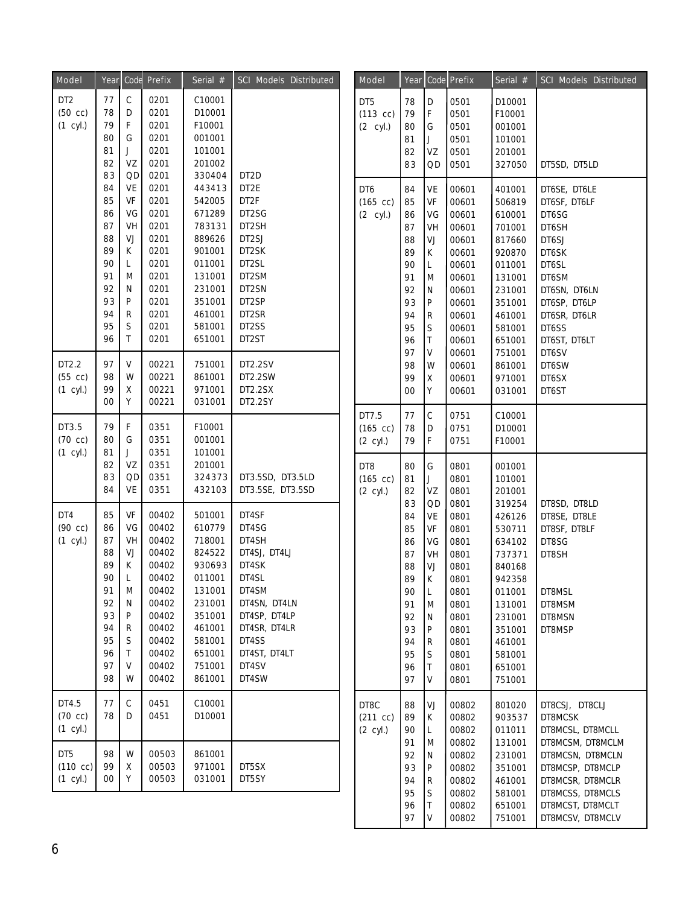| Model | Year | Code | Prefix | Serial # | SCI Models Distributed |
|---|---|---|---|---|---|
| DT2 (50 cc) (1 cyl.) | 77 | C | 0201 | C10001 | |
| | 78 | D | 0201 | D10001 | |
| | 79 | F | 0201 | F10001 | |
| | 80 | G | 0201 | 001001 | |
| | 81 | J | 0201 | 101001 | |
| | 82 | VZ | 0201 | 201002 | |
| | 83 | QD | 0201 | 330404 | DT2D |
| | 84 | VE | 0201 | 443413 | DT2E |
| | 85 | VF | 0201 | 542005 | DT2F |
| | 86 | VG | 0201 | 671289 | DT2SG |
| | 87 | VH | 0201 | 783131 | DT2SH |
| | 88 | VJ | 0201 | 889626 | DT2SJ |
| | 89 | K | 0201 | 901001 | DT2SK |
| | 90 | L | 0201 | 011001 | DT2SL |
| | 91 | M | 0201 | 131001 | DT2SM |
| | 92 | N | 0201 | 231001 | DT2SN |
| | 93 | P | 0201 | 351001 | DT2SP |
| | 94 | R | 0201 | 461001 | DT2SR |
| | 95 | S | 0201 | 581001 | DT2SS |
| | 96 | T | 0201 | 651001 | DT2ST |
| DT2.2 (55 cc) (1 cyl.) | 97 | V | 00221 | 751001 | DT2.2SV |
| | 98 | W | 00221 | 861001 | DT2.2SW |
| | 99 | X | 00221 | 971001 | DT2.2SX |
| | 00 | Y | 00221 | 031001 | DT2.2SY |
| DT3.5 (70 cc) (1 cyl.) | 79 | F | 0351 | F10001 | |
| | 80 | G | 0351 | 001001 | |
| | 81 | J | 0351 | 101001 | |
| | 82 | VZ | 0351 | 201001 | |
| | 83 | QD | 0351 | 324373 | DT3.5SD, DT3.5LD |
| | 84 | VE | 0351 | 432103 | DT3.5SE, DT3.5SD |
| DT4 (90 cc) (1 cyl.) | 85 | VF | 00402 | 501001 | DT4SF |
| | 86 | VG | 00402 | 610779 | DT4SG |
| | 87 | VH | 00402 | 718001 | DT4SH |
| | 88 | VJ | 00402 | 824522 | DT4SJ, DT4LJ |
| | 89 | K | 00402 | 930693 | DT4SK |
| | 90 | L | 00402 | 011001 | DT4SL |
| | 91 | M | 00402 | 131001 | DT4SM |
| | 92 | N | 00402 | 231001 | DT4SN, DT4LN |
| | 93 | P | 00402 | 351001 | DT4SP, DT4LP |
| | 94 | R | 00402 | 461001 | DT4SR, DT4LR |
| | 95 | S | 00402 | 581001 | DT4SS |
| | 96 | T | 00402 | 651001 | DT4ST, DT4LT |
| | 97 | V | 00402 | 751001 | DT4SV |
| | 98 | W | 00402 | 861001 | DT4SW |
| DT4.5 (70 cc) (1 cyl.) | 77 | C | 0451 | C10001 | |
| | 78 | D | 0451 | D10001 | |
| DT5 (110 cc) (1 cyl.) | 98 | W | 00503 | 861001 | |
| | 99 | X | 00503 | 971001 | DT5SX |
| | 00 | Y | 00503 | 031001 | DT5SY |

| Model | Year | Code | Prefix | Serial # | SCI Models Distributed |
|---|---|---|---|---|---|
| DT5 (113 cc) (2 cyl.) | 78 | D | 0501 | D10001 | |
| | 79 | F | 0501 | F10001 | |
| | 80 | G | 0501 | 001001 | |
| | 81 | J | 0501 | 101001 | |
| | 82 | VZ | 0501 | 201001 | |
| | 83 | QD | 0501 | 327050 | DT5SD, DT5LD |
| DT6 (165 cc) (2 cyl.) | 84 | VE | 00601 | 401001 | DT6SE, DT6LE |
| | 85 | VF | 00601 | 506819 | DT6SF, DT6LF |
| | 86 | VG | 00601 | 610001 | DT6SG |
| | 87 | VH | 00601 | 701001 | DT6SH |
| | 88 | VJ | 00601 | 817660 | DT6SJ |
| | 89 | K | 00601 | 920870 | DT6SK |
| | 90 | L | 00601 | 011001 | DT6SL |
| | 91 | M | 00601 | 131001 | DT6SM |
| | 92 | N | 00601 | 231001 | DT6SN, DT6LN |
| | 93 | P | 00601 | 351001 | DT6SP, DT6LP |
| | 94 | R | 00601 | 461001 | DT6SR, DT6LR |
| | 95 | S | 00601 | 581001 | DT6SS |
| | 96 | T | 00601 | 651001 | DT6ST, DT6LT |
| | 97 | V | 00601 | 751001 | DT6SV |
| | 98 | W | 00601 | 861001 | DT6SW |
| | 99 | X | 00601 | 971001 | DT6SX |
| | 00 | Y | 00601 | 031001 | DT6ST |
| DT7.5 (165 cc) (2 cyl.) | 77 | C | 0751 | C10001 | |
| | 78 | D | 0751 | D10001 | |
| | 79 | F | 0751 | F10001 | |
| DT8 (165 cc) (2 cyl.) | 80 | G | 0801 | 001001 | |
| | 81 | J | 0801 | 101001 | |
| | 82 | VZ | 0801 | 201001 | |
| | 83 | QD | 0801 | 319254 | DT8SD, DT8LD |
| | 84 | VE | 0801 | 426126 | DT8SE, DT8LE |
| | 85 | VF | 0801 | 530711 | DT8SF, DT8LF |
| | 86 | VG | 0801 | 634102 | DT8SG |
| | 87 | VH | 0801 | 737371 | DT8SH |
| | 88 | VJ | 0801 | 840168 | |
| | 89 | K | 0801 | 942358 | |
| | 90 | L | 0801 | 011001 | DT8MSL |
| | 91 | M | 0801 | 131001 | DT8MSM |
| | 92 | N | 0801 | 231001 | DT8MSN |
| | 93 | P | 0801 | 351001 | DT8MSP |
| | 94 | R | 0801 | 461001 | |
| | 95 | S | 0801 | 581001 | |
| | 96 | T | 0801 | 651001 | |
| | 97 | V | 0801 | 751001 | |
| DT8C (211 cc) (2 cyl.) | 88 | VJ | 00802 | 801020 | DT8CSJ, DT8CLJ |
| | 89 | K | 00802 | 903537 | DT8MCSK |
| | 90 | L | 00802 | 011011 | DT8MCSL, DT8MCLL |
| | 91 | M | 00802 | 131001 | DT8MCSM, DT8MCLM |
| | 92 | N | 00802 | 231001 | DT8MCSN, DT8MCLN |
| | 93 | P | 00802 | 351001 | DT8MCSP, DT8MCLP |
| | 94 | R | 00802 | 461001 | DT8MCSR, DT8MCLR |
| | 95 | S | 00802 | 581001 | DT8MCSS, DT8MCLS |
| | 96 | T | 00802 | 651001 | DT8MCST, DT8MCLT |
| | 97 | V | 00802 | 751001 | DT8MCSV, DT8MCLV |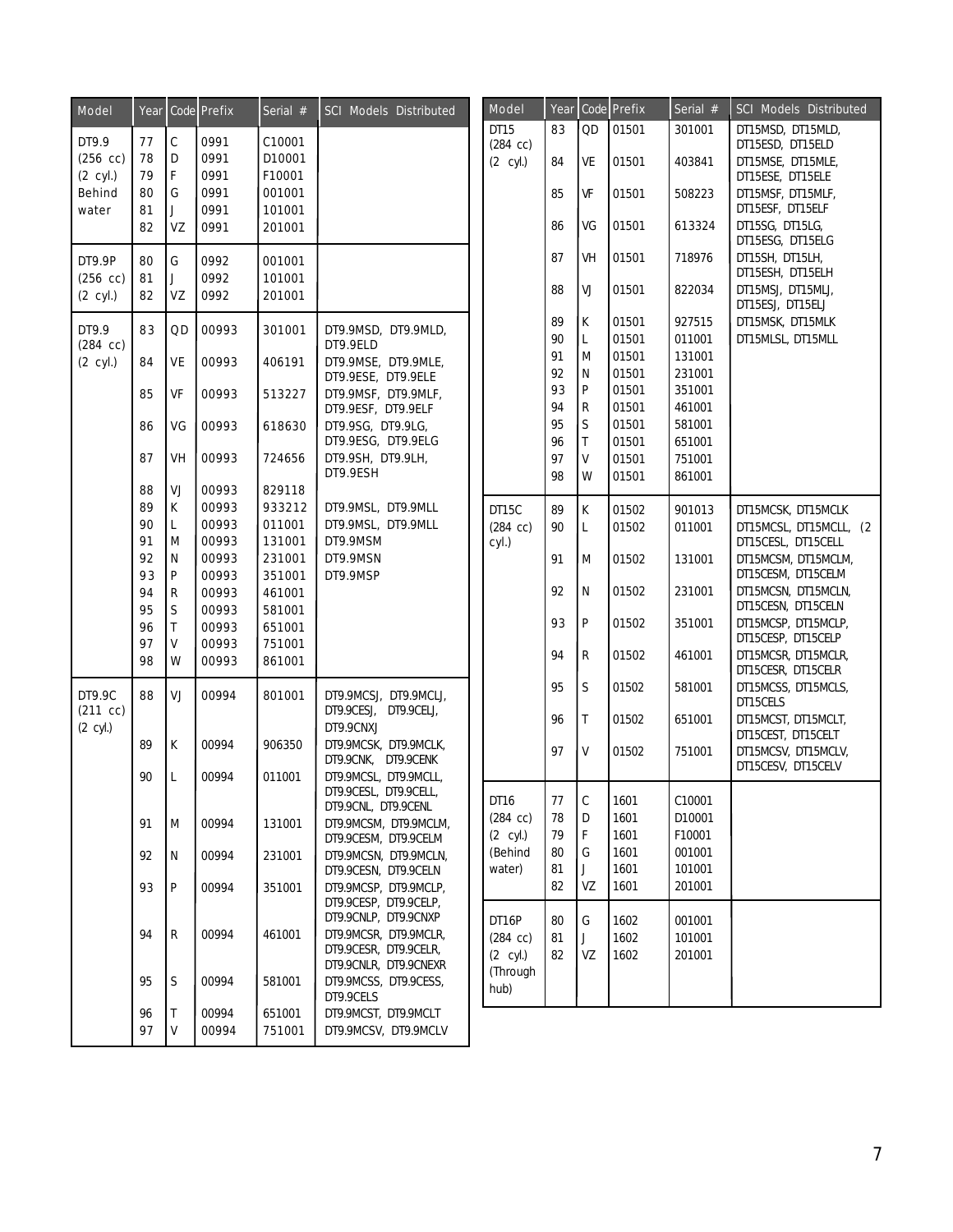| Model | Year | Code | Prefix | Serial # | SCI Models Distributed |
|---|---|---|---|---|---|
| DT9.9 (256 cc) (2 cyl.) Behind water | 77 | C | 0991 | C10001 | |
| | 78 | D | 0991 | D10001 | |
| | 79 | F | 0991 | F10001 | |
| | 80 | G | 0991 | 001001 | |
| | 81 | J | 0991 | 101001 | |
| | 82 | VZ | 0991 | 201001 | |
| DT9.9P (256 cc) (2 cyl.) | 80 | G | 0992 | 001001 | |
| | 81 | J | 0992 | 101001 | |
| | 82 | VZ | 0992 | 201001 | |
| DT9.9 (284 cc) (2 cyl.) | 83 | QD | 00993 | 301001 | DT9.9MSD, DT9.9MLD, DT9.9ELD |
| | 84 | VE | 00993 | 406191 | DT9.9MSE, DT9.9MLE, DT9.9ESE, DT9.9ELE |
| | 85 | VF | 00993 | 513227 | DT9.9MSF, DT9.9MLF, DT9.9ESF, DT9.9ELF |
| | 86 | VG | 00993 | 618630 | DT9.9SG, DT9.9LG, DT9.9ESG, DT9.9ELG |
| | 87 | VH | 00993 | 724656 | DT9.9SH, DT9.9LH, DT9.9ESH |
| | 88 | VJ | 00993 | 829118 | |
| | 89 | K | 00993 | 933212 | DT9.9MSL, DT9.9MLL |
| | 90 | L | 00993 | 011001 | DT9.9MSL, DT9.9MLL |
| | 91 | M | 00993 | 131001 | DT9.9MSM |
| | 92 | N | 00993 | 231001 | DT9.9MSN |
| | 93 | P | 00993 | 351001 | DT9.9MSP |
| | 94 | R | 00993 | 461001 | |
| | 95 | S | 00993 | 581001 | |
| | 96 | T | 00993 | 651001 | |
| | 97 | V | 00993 | 751001 | |
| | 98 | W | 00993 | 861001 | |
| DT9.9C (211 cc) (2 cyl.) | 88 | VJ | 00994 | 801001 | DT9.9MCSJ, DT9.9MCLJ, DT9.9CESJ, DT9.9CELJ, DT9.9CNXJ |
| | 89 | K | 00994 | 906350 | DT9.9MCSK, DT9.9MCLK, DT9.9CNK, DT9.9CENK |
| | 90 | L | 00994 | 011001 | DT9.9MCSL, DT9.9MCLL, DT9.9CESL, DT9.9CELL, DT9.9CNL, DT9.9CENL |
| | 91 | M | 00994 | 131001 | DT9.9MCSM, DT9.9MCLM, DT9.9CESM, DT9.9CELM |
| | 92 | N | 00994 | 231001 | DT9.9MCSN, DT9.9MCLN, DT9.9CESN, DT9.9CELN |
| | 93 | P | 00994 | 351001 | DT9.9MCSP, DT9.9MCLP, DT9.9CESP, DT9.9CELP, DT9.9CNLP, DT9.9CNXP |
| | 94 | R | 00994 | 461001 | DT9.9MCSR, DT9.9MCLR, DT9.9CESR, DT9.9CELR, DT9.9CNLR, DT9.9CNEXR |
| | 95 | S | 00994 | 581001 | DT9.9MCSS, DT9.9CESS, DT9.9CELS |
| | 96 | T | 00994 | 651001 | DT9.9MCST, DT9.9MCLT |
| | 97 | V | 00994 | 751001 | DT9.9MCSV, DT9.9MCLV |

| Model | Year | Code | Prefix | Serial # | SCI Models Distributed |
|---|---|---|---|---|---|
| DT15 (284 cc) (2 cyl.) | 83 | QD | 01501 | 301001 | DT15MSD, DT15MLD, DT15ESD, DT15ELD |
| | 84 | VE | 01501 | 403841 | DT15MSE, DT15MLE, DT15ESE, DT15ELE |
| | 85 | VF | 01501 | 508223 | DT15MSF, DT15MLF, DT15ESF, DT15ELF |
| | 86 | VG | 01501 | 613324 | DT15SG, DT15LG, DT15ESG, DT15ELG |
| | 87 | VH | 01501 | 718976 | DT15SH, DT15LH, DT15ESH, DT15ELH |
| | 88 | VJ | 01501 | 822034 | DT15MSJ, DT15MLJ, DT15ESJ, DT15ELJ |
| | 89 | K | 01501 | 927515 | DT15MSK, DT15MLK |
| | 90 | L | 01501 | 011001 | DT15MLSL, DT15MLL |
| | 91 | M | 01501 | 131001 | |
| | 92 | N | 01501 | 231001 | |
| | 93 | P | 01501 | 351001 | |
| | 94 | R | 01501 | 461001 | |
| | 95 | S | 01501 | 581001 | |
| | 96 | T | 01501 | 651001 | |
| | 97 | V | 01501 | 751001 | |
| | 98 | W | 01501 | 861001 | |
| DT15C (284 cc) (2 cyl.) | 89 | K | 01502 | 901013 | DT15MCSK, DT15MCLK |
| | 90 | L | 01502 | 011001 | DT15MCSL, DT15MCLL, DT15CESL, DT15CELL |
| | 91 | M | 01502 | 131001 | DT15MCSM, DT15MCLM, DT15CESM, DT15CELM |
| | 92 | N | 01502 | 231001 | DT15MCSN, DT15MCLN, DT15CESN, DT15CELN |
| | 93 | P | 01502 | 351001 | DT15MCSP, DT15MCLP, DT15CESP, DT15CELP |
| | 94 | R | 01502 | 461001 | DT15MCSR, DT15MCLR, DT15CESR, DT15CELR |
| | 95 | S | 01502 | 581001 | DT15MCSS, DT15MCLS, DT15CELS |
| | 96 | T | 01502 | 651001 | DT15MCST, DT15MCLT, DT15CEST, DT15CELT |
| | 97 | V | 01502 | 751001 | DT15MCSV, DT15MCLV, DT15CESV, DT15CELV |
| DT16 (284 cc) (2 cyl.) (Behind water) | 77 | C | 1601 | C10001 | |
| | 78 | D | 1601 | D10001 | |
| | 79 | F | 1601 | F10001 | |
| | 80 | G | 1601 | 001001 | |
| | 81 | J | 1601 | 101001 | |
| | 82 | VZ | 1601 | 201001 | |
| DT16P (284 cc) (2 cyl.) (Through hub) | 80 | G | 1602 | 001001 | |
| | 81 | J | 1602 | 101001 | |
| | 82 | VZ | 1602 | 201001 | |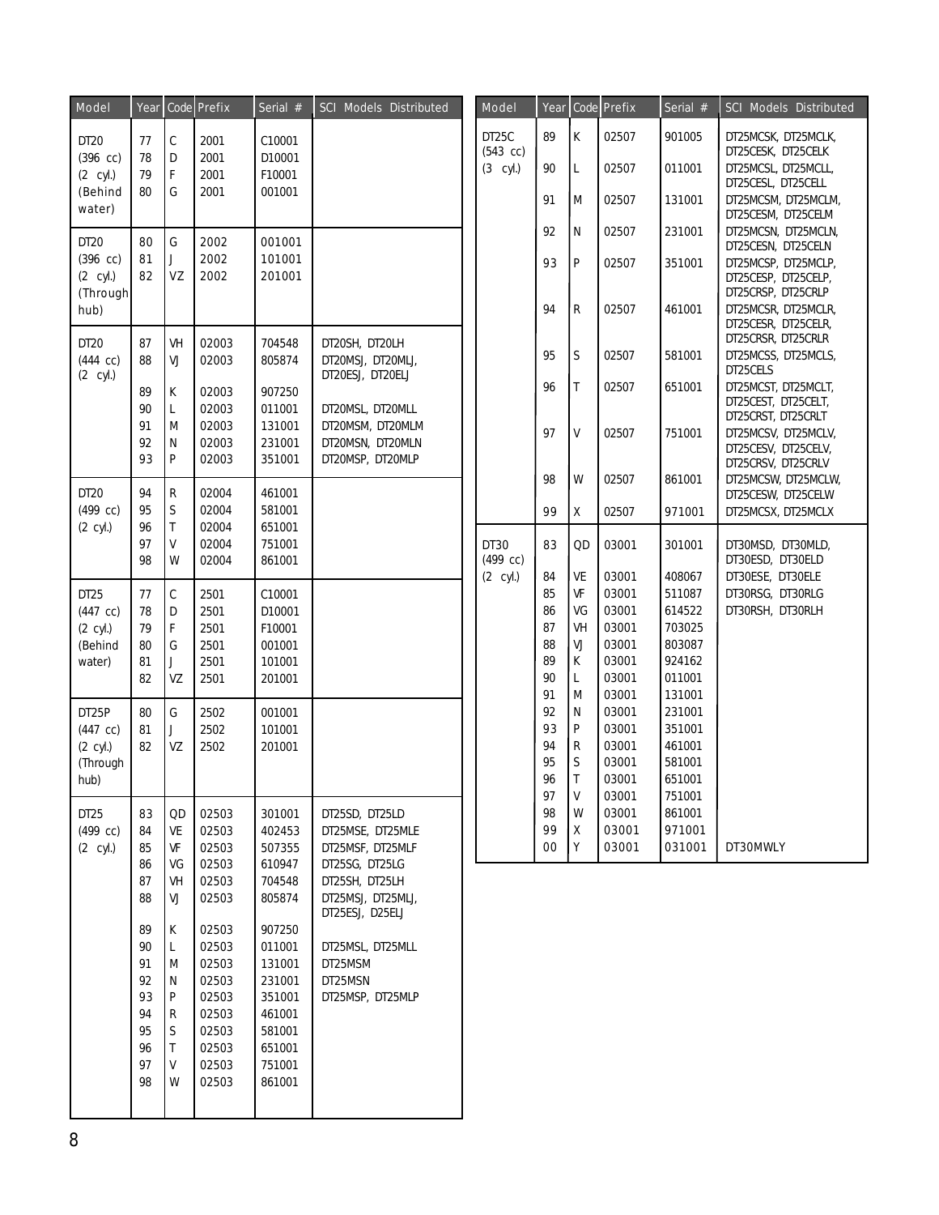| Model | Year | Code | Prefix | Serial # | SCI Models Distributed |
|---|---|---|---|---|---|
| DT20 (396 cc) (2 cyl.) (Behind water) | 77 | C | 2001 | C10001 | |
| | 78 | D | 2001 | D10001 | |
| | 79 | F | 2001 | F10001 | |
| | 80 | G | 2001 | 001001 | |
| DT20 (396 cc) (2 cyl.) (Through hub) | 80 | G | 2002 | 001001 | |
| | 81 | J | 2002 | 101001 | |
| | 82 | VZ | 2002 | 201001 | |
| DT20 (444 cc) (2 cyl.) | 87 | VH | 02003 | 704548 | DT20SH, DT20LH |
| | 88 | VJ | 02003 | 805874 | DT20MSJ, DT20MLJ, DT20ESJ, DT20ELJ |
| | 89 | K | 02003 | 907250 | |
| | 90 | L | 02003 | 011001 | DT20MSL, DT20MLL |
| | 91 | M | 02003 | 131001 | DT20MSM, DT20MLM |
| | 92 | N | 02003 | 231001 | DT20MSN, DT20MLN |
| | 93 | P | 02003 | 351001 | DT20MSP, DT20MLP |
| DT20 (499 cc) (2 cyl.) | 94 | R | 02004 | 461001 | |
| | 95 | S | 02004 | 581001 | |
| | 96 | T | 02004 | 651001 | |
| | 97 | V | 02004 | 751001 | |
| | 98 | W | 02004 | 861001 | |
| DT25 (447 cc) (2 cyl.) (Behind water) | 77 | C | 2501 | C10001 | |
| | 78 | D | 2501 | D10001 | |
| | 79 | F | 2501 | F10001 | |
| | 80 | G | 2501 | 001001 | |
| | 81 | J | 2501 | 101001 | |
| | 82 | VZ | 2501 | 201001 | |
| DT25P (447 cc) (2 cyl.) (Through hub) | 80 | G | 2502 | 001001 | |
| | 81 | J | 2502 | 101001 | |
| | 82 | VZ | 2502 | 201001 | |
| DT25 (499 cc) (2 cyl.) | 83 | QD | 02503 | 301001 | DT25SD, DT25LD |
| | 84 | VE | 02503 | 402453 | DT25MSE, DT25MLE |
| | 85 | VF | 02503 | 507355 | DT25MSF, DT25MLF |
| | 86 | VG | 02503 | 610947 | DT25SG, DT25LG |
| | 87 | VH | 02503 | 704548 | DT25SH, DT25LH |
| | 88 | VJ | 02503 | 805874 | DT25MSJ, DT25MLJ, DT25ESJ, D25ELJ |
| | 89 | K | 02503 | 907250 | |
| | 90 | L | 02503 | 011001 | DT25MSL, DT25MLL |
| | 91 | M | 02503 | 131001 | DT25MSM |
| | 92 | N | 02503 | 231001 | DT25MSN |
| | 93 | P | 02503 | 351001 | DT25MSP, DT25MLP |
| | 94 | R | 02503 | 461001 | |
| | 95 | S | 02503 | 581001 | |
| | 96 | T | 02503 | 651001 | |
| | 97 | V | 02503 | 751001 | |
| | 98 | W | 02503 | 861001 | |
| DT25C (543 cc) (3 cyl.) | 89 | K | 02507 | 901005 | DT25MCSK, DT25MCLK, DT25CESK, DT25CELK |
| | 90 | L | 02507 | 011001 | DT25MCSL, DT25MCLL, DT25CESL, DT25CELL |
| | 91 | M | 02507 | 131001 | DT25MCSM, DT25MCLM, DT25CESM, DT25CELM |
| | 92 | N | 02507 | 231001 | DT25MCSN, DT25MCLN, DT25CESN, DT25CELN |
| | 93 | P | 02507 | 351001 | DT25MCSP, DT25MCLP, DT25CESP, DT25CELP, DT25CRSP, DT25CRLP |
| | 94 | R | 02507 | 461001 | DT25MCSR, DT25MCLR, DT25CESR, DT25CELR, DT25CRSR, DT25CRLR |
| | 95 | S | 02507 | 581001 | DT25MCSS, DT25MCLS, DT25CELS |
| | 96 | T | 02507 | 651001 | DT25MCST, DT25MCLT, DT25CEST, DT25CELT, DT25CRST, DT25CRLT |
| | 97 | V | 02507 | 751001 | DT25MCSV, DT25MCLV, DT25CESV, DT25CELV, DT25CRSV, DT25CRLV |
| | 98 | W | 02507 | 861001 | DT25MCSW, DT25MCLW, DT25CESW, DT25CELW |
| | 99 | X | 02507 | 971001 | DT25MCSX, DT25MCLX |
| DT30 (499 cc) (2 cyl.) | 83 | QD | 03001 | 301001 | DT30MSD, DT30MLD, DT30ESD, DT30ELD |
| | 84 | VE | 03001 | 408067 | DT30ESE, DT30ELE |
| | 85 | VF | 03001 | 511087 | DT30RSG, DT30RLG |
| | 86 | VG | 03001 | 614522 | DT30RSH, DT30RLH |
| | 87 | VH | 03001 | 703025 | |
| | 88 | VJ | 03001 | 803087 | |
| | 89 | K | 03001 | 924162 | |
| | 90 | L | 03001 | 011001 | |
| | 91 | M | 03001 | 131001 | |
| | 92 | N | 03001 | 231001 | |
| | 93 | P | 03001 | 351001 | |
| | 94 | R | 03001 | 461001 | |
| | 95 | S | 03001 | 581001 | |
| | 96 | T | 03001 | 651001 | |
| | 97 | V | 03001 | 751001 | |
| | 98 | W | 03001 | 861001 | |
| | 99 | X | 03001 | 971001 | |
| | 00 | Y | 03001 | 031001 | DT30MWLY |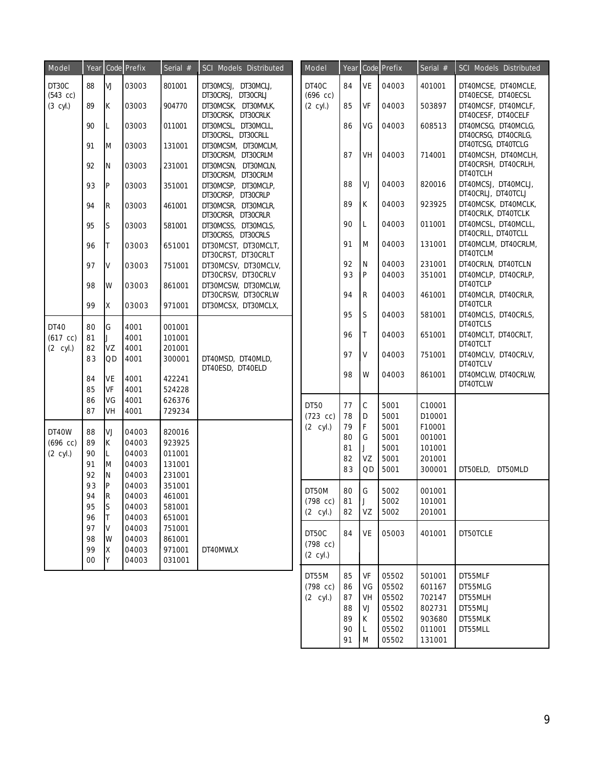| Model | Year | Code | Prefix | Serial # | SCI Models Distributed |
|---|---|---|---|---|---|
| DT30C (543 cc) (3 cyl.) | 88 | VJ | 03003 | 801001 | DT30MCSJ, DT30MCLJ, DT30CRSJ, DT30CRLJ |
| | 89 | K | 03003 | 904770 | DT30MCSK, DT30MVLK, DT30CRSK, DT30CRLK |
| | 90 | L | 03003 | 011001 | DT30MCSL, DT30MCLL, DT30CRSL, DT30CRLL |
| | 91 | M | 03003 | 131001 | DT30MCSM, DT30MCLM, DT30CRSM, DT30CRLM |
| | 92 | N | 03003 | 231001 | DT30MCSN, DT30MCLN, DT30CRSM, DT30CRLM |
| | 93 | P | 03003 | 351001 | DT30MCSP, DT30MCLP, DT30CRSP, DT30CRLP |
| | 94 | R | 03003 | 461001 | DT30MCSR, DT30MCLR, DT30CRSR, DT30CRLR |
| | 95 | S | 03003 | 581001 | DT30MCSS, DT30MCLS, DT30CRSS, DT30CRLS |
| | 96 | T | 03003 | 651001 | DT30MCST, DT30MCLT, DT30CRST, DT30CRLT |
| | 97 | V | 03003 | 751001 | DT30MCSV, DT30MCLV, DT30CRSV, DT30CRLV |
| | 98 | W | 03003 | 861001 | DT30MCSW, DT30MCLW, DT30CRSW, DT30CRLW |
| | 99 | X | 03003 | 971001 | DT30MCSX, DT30MCLX, |
| DT40 (617 cc) (2 cyl.) | 80 | G | 4001 | 001001 | |
| | 81 | J | 4001 | 101001 | |
| | 82 | VZ | 4001 | 201001 | |
| | 83 | QD | 4001 | 300001 | DT40MSD, DT40MLD, DT40ESD, DT40ELD |
| | 84 | VE | 4001 | 422241 | |
| | 85 | VF | 4001 | 524228 | |
| | 86 | VG | 4001 | 626376 | |
| | 87 | VH | 4001 | 729234 | |
| DT40W (696 cc) (2 cyl.) | 88 | VJ | 04003 | 820016 | |
| | 89 | K | 04003 | 923925 | |
| | 90 | L | 04003 | 011001 | |
| | 91 | M | 04003 | 131001 | |
| | 92 | N | 04003 | 231001 | |
| | 93 | P | 04003 | 351001 | |
| | 94 | R | 04003 | 461001 | |
| | 95 | S | 04003 | 581001 | |
| | 96 | T | 04003 | 651001 | |
| | 97 | V | 04003 | 751001 | |
| | 98 | W | 04003 | 861001 | |
| | 99 | X | 04003 | 971001 | DT40MWLX |
| | 00 | Y | 04003 | 031001 | |

| Model | Year | Code | Prefix | Serial # | SCI Models Distributed |
|---|---|---|---|---|---|
| DT40C (696 cc) (2 cyl.) | 84 | VE | 04003 | 401001 | DT40MCSE, DT40MCLE, DT40ECSE, DT40ECSL |
| | 85 | VF | 04003 | 503897 | DT40MCSF, DT40MCLF, DT40CESF, DT40CELF |
| | 86 | VG | 04003 | 608513 | DT40MCSG, DT40MCLG, DT40CRSG, DT40CRLG, DT40TCSG, DT40TCLG |
| | 87 | VH | 04003 | 714001 | DT40MCSH, DT40MCLH, DT40CRSH, DT40CRLH, DT40TCLH |
| | 88 | VJ | 04003 | 820016 | DT40MCSJ, DT40MCLJ, DT40CRLJ, DT40TCLJ |
| | 89 | K | 04003 | 923925 | DT40MCSK, DT40MCLK, DT40CRLK, DT40TCLK |
| | 90 | L | 04003 | 011001 | DT40MCSL, DT40MCLL, DT40CRLL, DT40TCLL |
| | 91 | M | 04003 | 131001 | DT40MCLM, DT40CRLM, DT40TCLM |
| | 92 | N | 04003 | 231001 | DT40CRLN, DT40TCLN |
| | 93 | P | 04003 | 351001 | DT40MCLP, DT40CRLP, DT40TCLP |
| | 94 | R | 04003 | 461001 | DT40MCLR, DT40CRLR, DT40TCLR |
| | 95 | S | 04003 | 581001 | DT40MCLS, DT40CRLS, DT40TCLS |
| | 96 | T | 04003 | 651001 | DT40MCLT, DT40CRLT, DT40TCLT |
| | 97 | V | 04003 | 751001 | DT40MCLV, DT40CRLV, DT40TCLV |
| | 98 | W | 04003 | 861001 | DT40MCLW, DT40CRLW, DT40TCLW |
| DT50 (723 cc) (2 cyl.) | 77 | C | 5001 | C10001 | |
| | 78 | D | 5001 | D10001 | |
| | 79 | F | 5001 | F10001 | |
| | 80 | G | 5001 | 001001 | |
| | 81 | J | 5001 | 101001 | |
| | 82 | VZ | 5001 | 201001 | |
| | 83 | QD | 5001 | 300001 | DT50ELD, DT50MLD |
| DT50M (798 cc) (2 cyl.) | 80 | G | 5002 | 001001 | |
| | 81 | J | 5002 | 101001 | |
| | 82 | VZ | 5002 | 201001 | |
| DT50C (798 cc) (2 cyl.) | 84 | VE | 05003 | 401001 | DT50TCLE |
| DT55M (798 cc) (2 cyl.) | 85 | VF | 05502 | 501001 | DT55MLF |
| | 86 | VG | 05502 | 601167 | DT55MLG |
| | 87 | VH | 05502 | 702147 | DT55MLH |
| | 88 | VJ | 05502 | 802731 | DT55MLJ |
| | 89 | K | 05502 | 903680 | DT55MLK |
| | 90 | L | 05502 | 011001 | DT55MLL |
| | 91 | M | 05502 | 131001 | |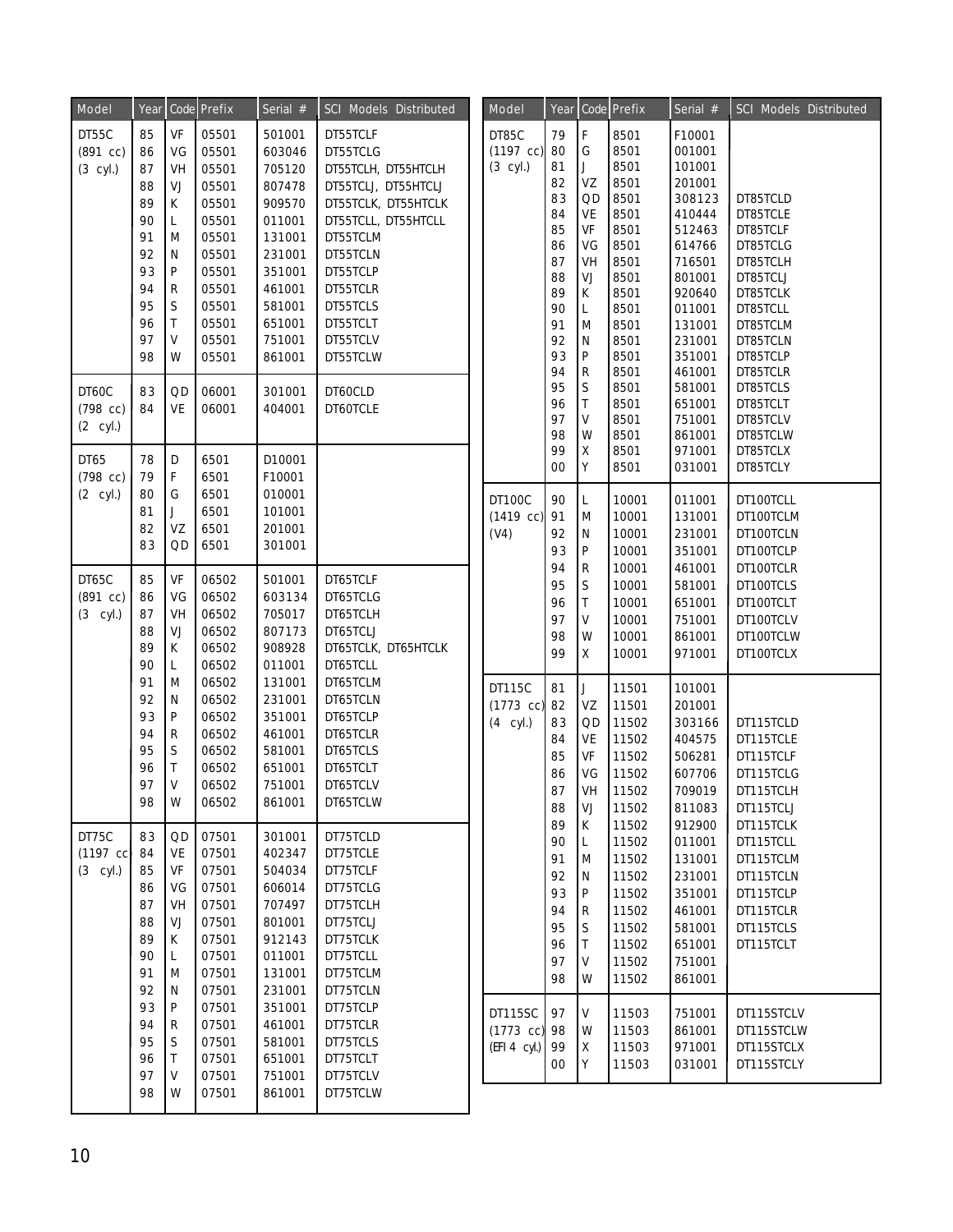| Model | Year | Code | Prefix | Serial # | SCI Models Distributed |
|---|---|---|---|---|---|
| DT55C (891 cc) (3 cyl.) | 85 | VF | 05501 | 501001 | DT55TCLF |
| | 86 | VG | 05501 | 603046 | DT55TCLG |
| | 87 | VH | 05501 | 705120 | DT55TCLH, DT55HTCLH |
| | 88 | VJ | 05501 | 807478 | DT55TCLJ, DT55HTCLJ |
| | 89 | K | 05501 | 909570 | DT55TCLK, DT55HTCLK |
| | 90 | L | 05501 | 011001 | DT55TCLL, DT55HTCLL |
| | 91 | M | 05501 | 131001 | DT55TCLM |
| | 92 | N | 05501 | 231001 | DT55TCLN |
| | 93 | P | 05501 | 351001 | DT55TCLP |
| | 94 | R | 05501 | 461001 | DT55TCLR |
| | 95 | S | 05501 | 581001 | DT55TCLS |
| | 96 | T | 05501 | 651001 | DT55TCLT |
| | 97 | V | 05501 | 751001 | DT55TCLV |
| | 98 | W | 05501 | 861001 | DT55TCLW |
| DT60C (798 cc) (2 cyl.) | 83 | QD | 06001 | 301001 | DT60CLD |
| | 84 | VE | 06001 | 404001 | DT60TCLE |
| DT65 (798 cc) (2 cyl.) | 78 | D | 6501 | D10001 | |
| | 79 | F | 6501 | F10001 | |
| | 80 | G | 6501 | 010001 | |
| | 81 | J | 6501 | 101001 | |
| | 82 | VZ | 6501 | 201001 | |
| | 83 | QD | 6501 | 301001 | |
| DT65C (891 cc) (3 cyl.) | 85 | VF | 06502 | 501001 | DT65TCLF |
| | 86 | VG | 06502 | 603134 | DT65TCLG |
| | 87 | VH | 06502 | 705017 | DT65TCLH |
| | 88 | VJ | 06502 | 807173 | DT65TCLJ |
| | 89 | K | 06502 | 908928 | DT65TCLK, DT65HTCLK |
| | 90 | L | 06502 | 011001 | DT65TCLL |
| | 91 | M | 06502 | 131001 | DT65TCLM |
| | 92 | N | 06502 | 231001 | DT65TCLN |
| | 93 | P | 06502 | 351001 | DT65TCLP |
| | 94 | R | 06502 | 461001 | DT65TCLR |
| | 95 | S | 06502 | 581001 | DT65TCLS |
| | 96 | T | 06502 | 651001 | DT65TCLT |
| | 97 | V | 06502 | 751001 | DT65TCLV |
| | 98 | W | 06502 | 861001 | DT65TCLW |
| DT75C (1197 cc) (3 cyl.) | 83 | QD | 07501 | 301001 | DT75TCLD |
| | 84 | VE | 07501 | 402347 | DT75TCLE |
| | 85 | VF | 07501 | 504034 | DT75TCLF |
| | 86 | VG | 07501 | 606014 | DT75TCLG |
| | 87 | VH | 07501 | 707497 | DT75TCLH |
| | 88 | VJ | 07501 | 801001 | DT75TCLJ |
| | 89 | K | 07501 | 912143 | DT75TCLK |
| | 90 | L | 07501 | 011001 | DT75TCLL |
| | 91 | M | 07501 | 131001 | DT75TCLM |
| | 92 | N | 07501 | 231001 | DT75TCLN |
| | 93 | P | 07501 | 351001 | DT75TCLP |
| | 94 | R | 07501 | 461001 | DT75TCLR |
| | 95 | S | 07501 | 581001 | DT75TCLS |
| | 96 | T | 07501 | 651001 | DT75TCLT |
| | 97 | V | 07501 | 751001 | DT75TCLV |
| | 98 | W | 07501 | 861001 | DT75TCLW |

| Model | Year | Code | Prefix | Serial # | SCI Models Distributed |
|---|---|---|---|---|---|
| DT85C (1197 cc) (3 cyl.) | 79 | F | 8501 | F10001 | |
| | 80 | G | 8501 | 001001 | |
| | 81 | J | 8501 | 101001 | |
| | 82 | VZ | 8501 | 201001 | |
| | 83 | QD | 8501 | 308123 | DT85TCLD |
| | 84 | VE | 8501 | 410444 | DT85TCLE |
| | 85 | VF | 8501 | 512463 | DT85TCLF |
| | 86 | VG | 8501 | 614766 | DT85TCLG |
| | 87 | VH | 8501 | 716501 | DT85TCLH |
| | 88 | VJ | 8501 | 801001 | DT85TCLJ |
| | 89 | K | 8501 | 920640 | DT85TCLK |
| | 90 | L | 8501 | 011001 | DT85TCLL |
| | 91 | M | 8501 | 131001 | DT85TCLM |
| | 92 | N | 8501 | 231001 | DT85TCLN |
| | 93 | P | 8501 | 351001 | DT85TCLP |
| | 94 | R | 8501 | 461001 | DT85TCLR |
| | 95 | S | 8501 | 581001 | DT85TCLS |
| | 96 | T | 8501 | 651001 | DT85TCLT |
| | 97 | V | 8501 | 751001 | DT85TCLV |
| | 98 | W | 8501 | 861001 | DT85TCLW |
| | 99 | X | 8501 | 971001 | DT85TCLX |
| | 00 | Y | 8501 | 031001 | DT85TCLY |
| DT100C (1419 cc) (V4) | 90 | L | 10001 | 011001 | DT100TCLL |
| | 91 | M | 10001 | 131001 | DT100TCLM |
| | 92 | N | 10001 | 231001 | DT100TCLN |
| | 93 | P | 10001 | 351001 | DT100TCLP |
| | 94 | R | 10001 | 461001 | DT100TCLR |
| | 95 | S | 10001 | 581001 | DT100TCLS |
| | 96 | T | 10001 | 651001 | DT100TCLT |
| | 97 | V | 10001 | 751001 | DT100TCLV |
| | 98 | W | 10001 | 861001 | DT100TCLW |
| | 99 | X | 10001 | 971001 | DT100TCLX |
| DT115C (1773 cc) (4 cyl.) | 81 | J | 11501 | 101001 | |
| | 82 | VZ | 11501 | 201001 | |
| | 83 | QD | 11502 | 303166 | DT115TCLD |
| | 84 | VE | 11502 | 404575 | DT115TCLE |
| | 85 | VF | 11502 | 506281 | DT115TCLF |
| | 86 | VG | 11502 | 607706 | DT115TCLG |
| | 87 | VH | 11502 | 709019 | DT115TCLH |
| | 88 | VJ | 11502 | 811083 | DT115TCLJ |
| | 89 | K | 11502 | 912900 | DT115TCLK |
| | 90 | L | 11502 | 011001 | DT115TCLL |
| | 91 | M | 11502 | 131001 | DT115TCLM |
| | 92 | N | 11502 | 231001 | DT115TCLN |
| | 93 | P | 11502 | 351001 | DT115TCLP |
| | 94 | R | 11502 | 461001 | DT115TCLR |
| | 95 | S | 11502 | 581001 | DT115TCLS |
| | 96 | T | 11502 | 651001 | DT115TCLT |
| | 97 | V | 11502 | 751001 | |
| | 98 | W | 11502 | 861001 | |
| DT115SC (1773 cc) (EFI 4 cyl.) | 97 | V | 11503 | 751001 | DT115STCLV |
| | 98 | W | 11503 | 861001 | DT115STCLW |
| | 99 | X | 11503 | 971001 | DT115STCLX |
| | 00 | Y | 11503 | 031001 | DT115STCLY |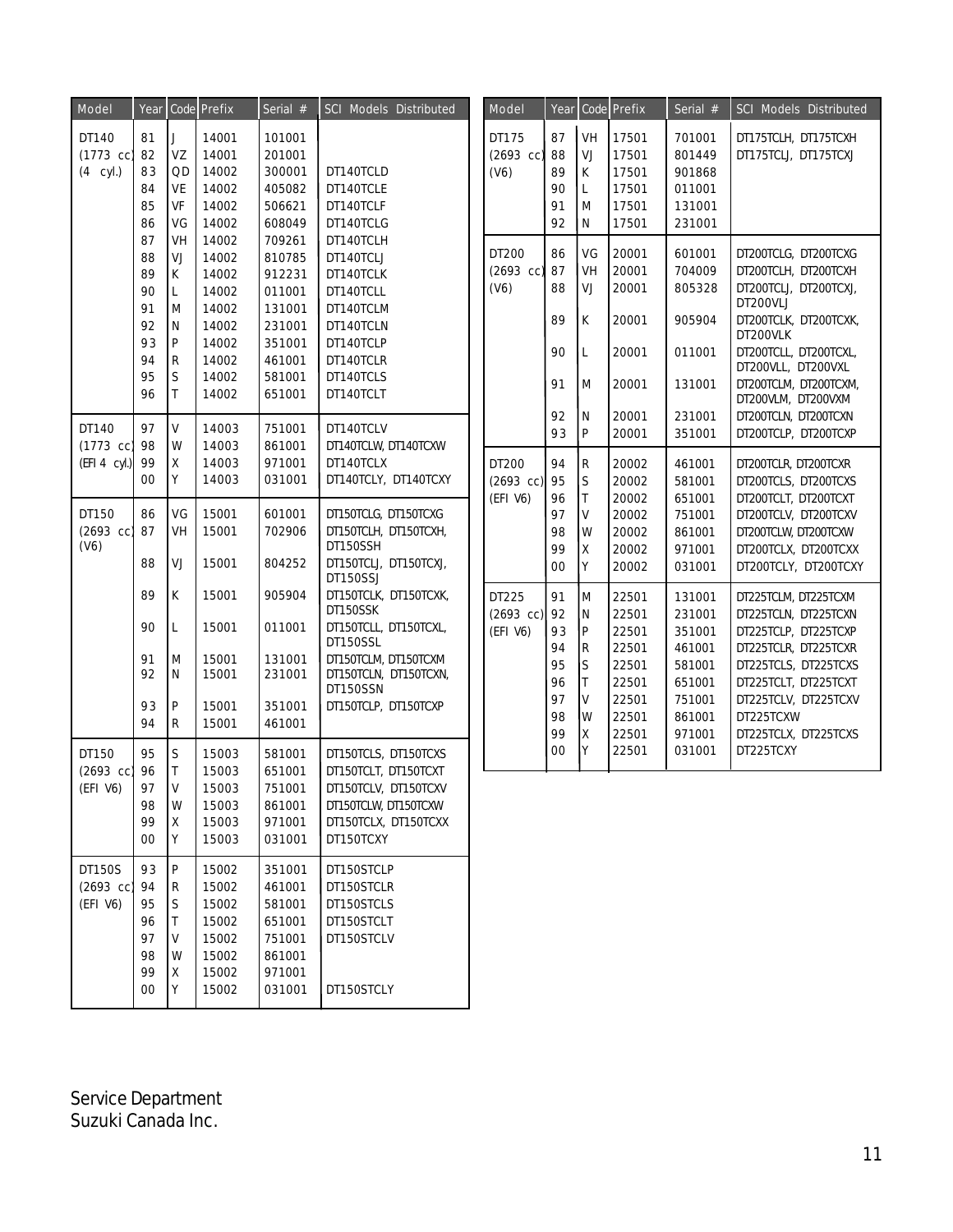| Model | Year | Code | Prefix | Serial # | SCI Models Distributed |
|---|---|---|---|---|---|
| DT140 (1773 cc) (4 cyl.) | 81 | J | 14001 | 101001 | |
| | 82 | VZ | 14001 | 201001 | |
| | 83 | QD | 14002 | 300001 | DT140TCLD |
| | 84 | VE | 14002 | 405082 | DT140TCLE |
| | 85 | VF | 14002 | 506621 | DT140TCLF |
| | 86 | VG | 14002 | 608049 | DT140TCLG |
| | 87 | VH | 14002 | 709261 | DT140TCLH |
| | 88 | VJ | 14002 | 810785 | DT140TCLJ |
| | 89 | K | 14002 | 912231 | DT140TCLK |
| | 90 | L | 14002 | 011001 | DT140TCLL |
| | 91 | M | 14002 | 131001 | DT140TCLM |
| | 92 | N | 14002 | 231001 | DT140TCLN |
| | 93 | P | 14002 | 351001 | DT140TCLP |
| | 94 | R | 14002 | 461001 | DT140TCLR |
| | 95 | S | 14002 | 581001 | DT140TCLS |
| | 96 | T | 14002 | 651001 | DT140TCLT |
| DT140 (1773 cc) (EFI 4 cyl.) | 97 | V | 14003 | 751001 | DT140TCLV |
| | 98 | W | 14003 | 861001 | DT140TCLW, DT140TCXW |
| | 99 | X | 14003 | 971001 | DT140TCLX |
| | 00 | Y | 14003 | 031001 | DT140TCLY, DT140TCXY |
| DT150 (2693 cc) (V6) | 86 | VG | 15001 | 601001 | DT150TCLG, DT150TCXG |
| | 87 | VH | 15001 | 702906 | DT150TCLH, DT150TCXH, DT150SSH |
| | 88 | VJ | 15001 | 804252 | DT150TCLJ, DT150TCXJ, DT150SSJ |
| | 89 | K | 15001 | 905904 | DT150TCLK, DT150TCXK, DT150SSK |
| | 90 | L | 15001 | 011001 | DT150TCLL, DT150TCXL, DT150SSL |
| | 91 | M | 15001 | 131001 | DT150TCLM, DT150TCXM |
| | 92 | N | 15001 | 231001 | DT150TCLN, DT150TCXN, DT150SSN |
| | 93 | P | 15001 | 351001 | DT150TCLP, DT150TCXP |
| | 94 | R | 15001 | 461001 | |
| DT150 (2693 cc) (EFI V6) | 95 | S | 15003 | 581001 | DT150TCLS, DT150TCXS |
| | 96 | T | 15003 | 651001 | DT150TCLT, DT150TCXT |
| | 97 | V | 15003 | 751001 | DT150TCLV, DT150TCXV |
| | 98 | W | 15003 | 861001 | DT150TCLW, DT150TCXW |
| | 99 | X | 15003 | 971001 | DT150TCLX, DT150TCXX |
| | 00 | Y | 15003 | 031001 | DT150TCXY |
| DT150S (2693 cc) (EFI V6) | 93 | P | 15002 | 351001 | DT150STCLP |
| | 94 | R | 15002 | 461001 | DT150STCLR |
| | 95 | S | 15002 | 581001 | DT150STCLS |
| | 96 | T | 15002 | 651001 | DT150STCLT |
| | 97 | V | 15002 | 751001 | DT150STCLV |
| | 98 | W | 15002 | 861001 | |
| | 99 | X | 15002 | 971001 | |
| | 00 | Y | 15002 | 031001 | DT150STCLY |

| Model | Year | Code | Prefix | Serial # | SCI Models Distributed |
|---|---|---|---|---|---|
| DT175 (2693 cc) (V6) | 87 | VH | 17501 | 701001 | DT175TCLH, DT175TCXH |
| | 88 | VJ | 17501 | 801449 | DT175TCLJ, DT175TCXJ |
| | 89 | K | 17501 | 901868 | |
| | 90 | L | 17501 | 011001 | |
| | 91 | M | 17501 | 131001 | |
| | 92 | N | 17501 | 231001 | |
| DT200 (2693 cc) (V6) | 86 | VG | 20001 | 601001 | DT200TCLG, DT200TCXG |
| | 87 | VH | 20001 | 704009 | DT200TCLH, DT200TCXH |
| | 88 | VJ | 20001 | 805328 | DT200TCLJ, DT200TCXJ, DT200VLJ |
| | 89 | K | 20001 | 905904 | DT200TCLK, DT200TCXK, DT200VLK |
| | 90 | L | 20001 | 011001 | DT200TCLL, DT200TCXL, DT200VLL, DT200VXL |
| | 91 | M | 20001 | 131001 | DT200TCLM, DT200TCXM, DT200VLM, DT200VXM |
| | 92 | N | 20001 | 231001 | DT200TCLN, DT200TCXN |
| | 93 | P | 20001 | 351001 | DT200TCLP, DT200TCXP |
| DT200 (2693 cc) (EFI V6) | 94 | R | 20002 | 461001 | DT200TCLR, DT200TCXR |
| | 95 | S | 20002 | 581001 | DT200TCLS, DT200TCXS |
| | 96 | T | 20002 | 651001 | DT200TCLT, DT200TCXT |
| | 97 | V | 20002 | 751001 | DT200TCLV, DT200TCXV |
| | 98 | W | 20002 | 861001 | DT200TCLW, DT200TCXW |
| | 99 | X | 20002 | 971001 | DT200TCLX, DT200TCXX |
| | 00 | Y | 20002 | 031001 | DT200TCLY, DT200TCXY |
| DT225 (2693 cc) (EFI V6) | 91 | M | 22501 | 131001 | DT225TCLM, DT225TCXM |
| | 92 | N | 22501 | 231001 | DT225TCLN, DT225TCXN |
| | 93 | P | 22501 | 351001 | DT225TCLP, DT225TCXP |
| | 94 | R | 22501 | 461001 | DT225TCLR, DT225TCXR |
| | 95 | S | 22501 | 581001 | DT225TCLS, DT225TCXS |
| | 96 | T | 22501 | 651001 | DT225TCLT, DT225TCXT |
| | 97 | V | 22501 | 751001 | DT225TCLV, DT225TCXV |
| | 98 | W | 22501 | 861001 | DT225TCXW |
| | 99 | X | 22501 | 971001 | DT225TCLX, DT225TCXS |
| | 00 | Y | 22501 | 031001 | DT225TCXY |

Service Department
Suzuki Canada Inc.